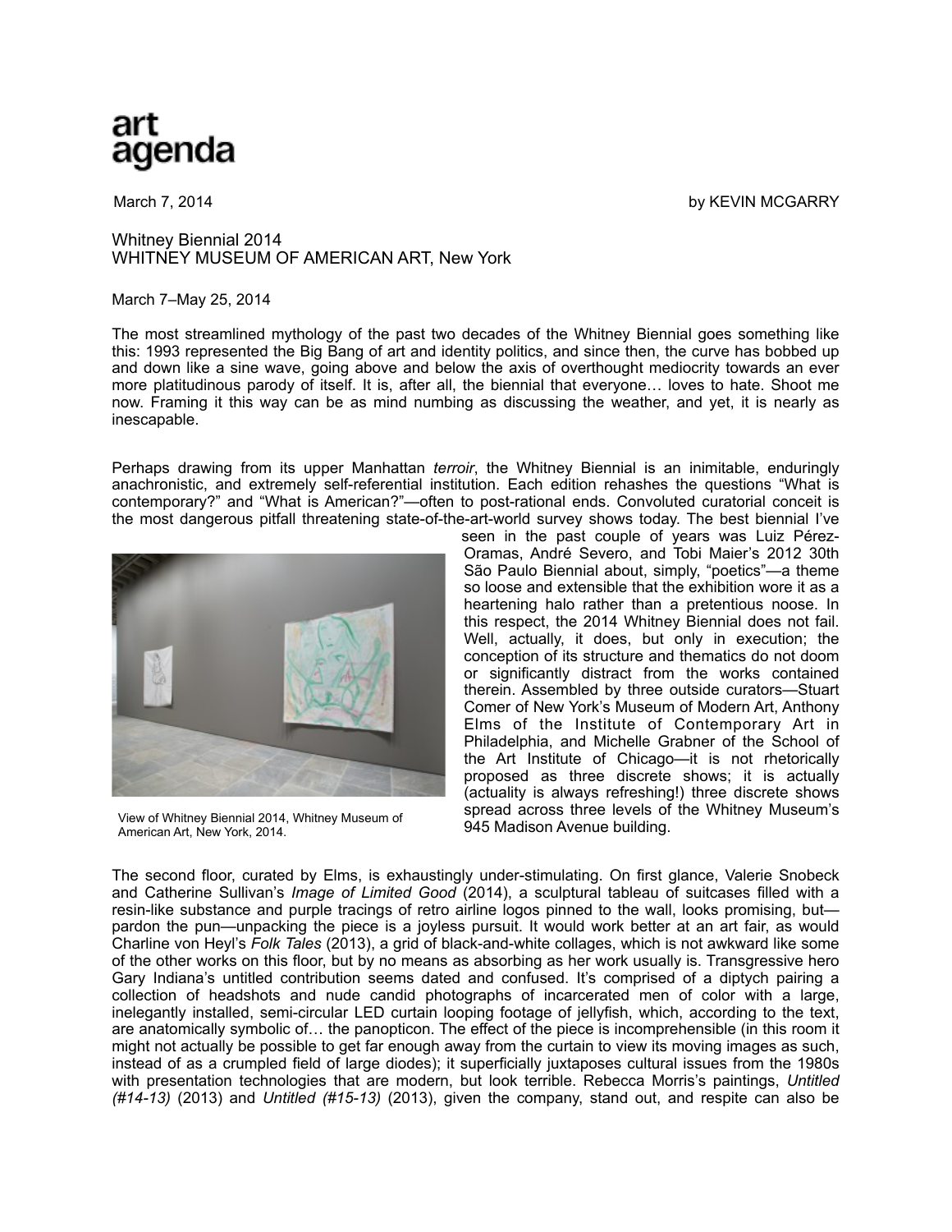art
agenda

March 7, 2014

by KEVIN MCGARRY

Whitney Biennial 2014
WHITNEY MUSEUM OF AMERICAN ART, New York

March 7–May 25, 2014

The most streamlined mythology of the past two decades of the Whitney Biennial goes something like this: 1993 represented the Big Bang of art and identity politics, and since then, the curve has bobbed up and down like a sine wave, going above and below the axis of overthought mediocrity towards an ever more platitudinous parody of itself. It is, after all, the biennial that everyone… loves to hate. Shoot me now. Framing it this way can be as mind numbing as discussing the weather, and yet, it is nearly as inescapable.

Perhaps drawing from its upper Manhattan *terroir*, the Whitney Biennial is an inimitable, enduringly anachronistic, and extremely self-referential institution. Each edition rehashes the questions "What is contemporary?" and "What is American?"—often to post-rational ends. Convoluted curatorial conceit is the most dangerous pitfall threatening state-of-the-art-world survey shows today. The best biennial I've seen in the past couple of years was Luiz Pérez-Oramas, André Severo, and Tobi Maier's 2012 30th São Paulo Biennial about, simply, "poetics"—a theme so loose and extensible that the exhibition wore it as a heartening halo rather than a pretentious noose. In this respect, the 2014 Whitney Biennial does not fail. Well, actually, it does, but only in execution; the conception of its structure and thematics do not doom or significantly distract from the works contained therein. Assembled by three outside curators—Stuart Comer of New York's Museum of Modern Art, Anthony Elms of the Institute of Contemporary Art in Philadelphia, and Michelle Grabner of the School of the Art Institute of Chicago—it is not rhetorically proposed as three discrete shows; it is actually (actuality is always refreshing!) three discrete shows spread across three levels of the Whitney Museum's 945 Madison Avenue building.

View of Whitney Biennial 2014, Whitney Museum of American Art, New York, 2014.

The second floor, curated by Elms, is exhaustingly under-stimulating. On first glance, Valerie Snobeck and Catherine Sullivan's *Image of Limited Good* (2014), a sculptural tableau of suitcases filled with a resin-like substance and purple tracings of retro airline logos pinned to the wall, looks promising, but—pardon the pun—unpacking the piece is a joyless pursuit. It would work better at an art fair, as would Charline von Heyl's *Folk Tales* (2013), a grid of black-and-white collages, which is not awkward like some of the other works on this floor, but by no means as absorbing as her work usually is. Transgressive hero Gary Indiana's untitled contribution seems dated and confused. It's comprised of a diptych pairing a collection of headshots and nude candid photographs of incarcerated men of color with a large, inelegantly installed, semi-circular LED curtain looping footage of jellyfish, which, according to the text, are anatomically symbolic of… the panopticon. The effect of the piece is incomprehensible (in this room it might not actually be possible to get far enough away from the curtain to view its moving images as such, instead of as a crumpled field of large diodes); it superficially juxtaposes cultural issues from the 1980s with presentation technologies that are modern, but look terrible. Rebecca Morris's paintings, *Untitled (#14-13)* (2013) and *Untitled (#15-13)* (2013), given the company, stand out, and respite can also be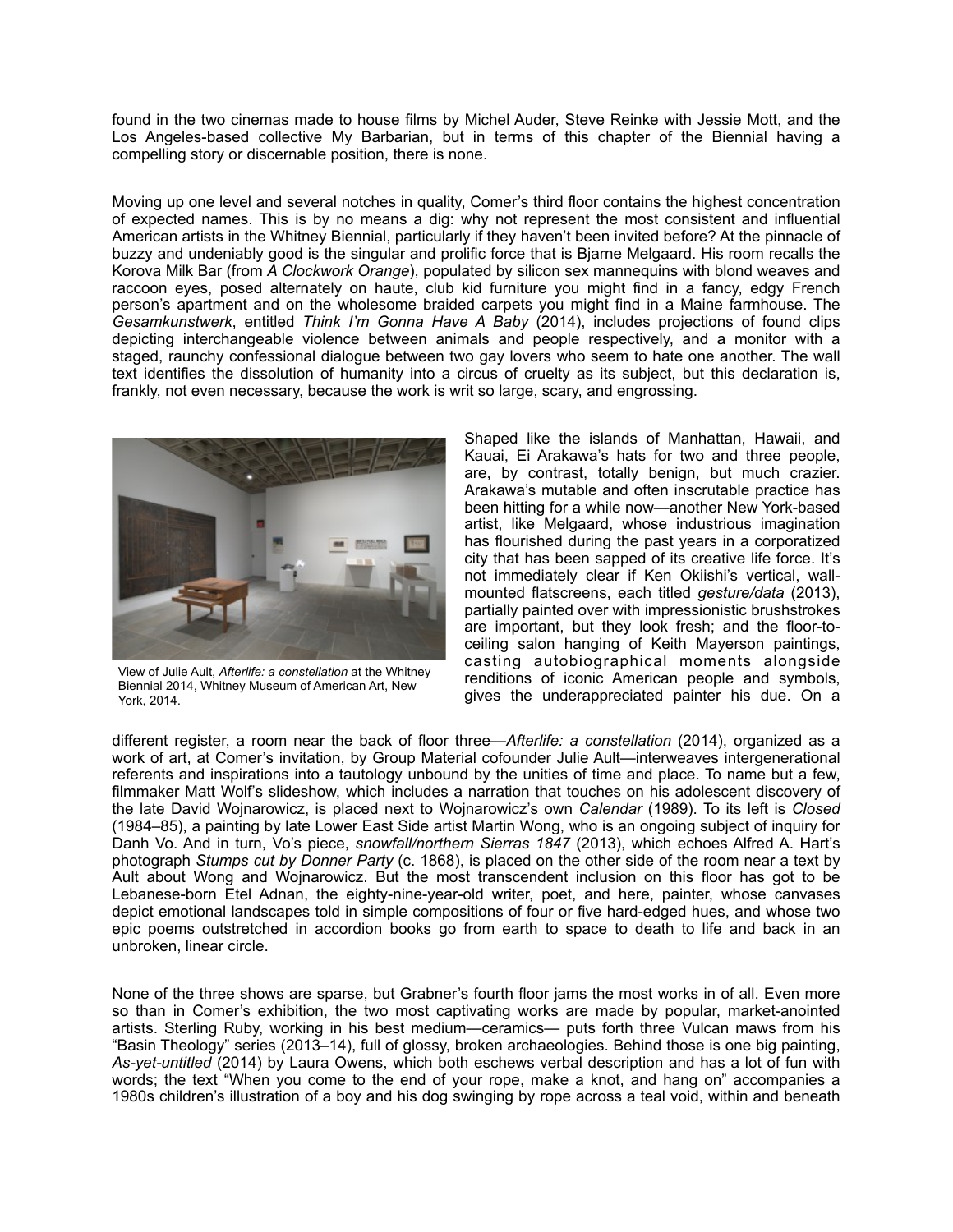found in the two cinemas made to house films by Michel Auder, Steve Reinke with Jessie Mott, and the Los Angeles-based collective My Barbarian, but in terms of this chapter of the Biennial having a compelling story or discernable position, there is none.

Moving up one level and several notches in quality, Comer's third floor contains the highest concentration of expected names. This is by no means a dig: why not represent the most consistent and influential American artists in the Whitney Biennial, particularly if they haven't been invited before? At the pinnacle of buzzy and undeniably good is the singular and prolific force that is Bjarne Melgaard. His room recalls the Korova Milk Bar (from *A Clockwork Orange*), populated by silicon sex mannequins with blond weaves and raccoon eyes, posed alternately on haute, club kid furniture you might find in a fancy, edgy French person's apartment and on the wholesome braided carpets you might find in a Maine farmhouse. The *Gesamkunstwerk*, entitled *Think I'm Gonna Have A Baby* (2014), includes projections of found clips depicting interchangeable violence between animals and people respectively, and a monitor with a staged, raunchy confessional dialogue between two gay lovers who seem to hate one another. The wall text identifies the dissolution of humanity into a circus of cruelty as its subject, but this declaration is, frankly, not even necessary, because the work is writ so large, scary, and engrossing.

View of Julie Ault, *Afterlife: a constellation* at the Whitney Biennial 2014, Whitney Museum of American Art, New York, 2014.

Shaped like the islands of Manhattan, Hawaii, and Kauai, Ei Arakawa's hats for two and three people, are, by contrast, totally benign, but much crazier. Arakawa's mutable and often inscrutable practice has been hitting for a while now—another New York-based artist, like Melgaard, whose industrious imagination has flourished during the past years in a corporatized city that has been sapped of its creative life force. It's not immediately clear if Ken Okiishi's vertical, wall-mounted flatscreens, each titled *gesture/data* (2013), partially painted over with impressionistic brushstrokes are important, but they look fresh; and the floor-to-ceiling salon hanging of Keith Mayerson paintings, casting autobiographical moments alongside renditions of iconic American people and symbols, gives the underappreciated painter his due. On a different register, a room near the back of floor three—*Afterlife: a constellation* (2014), organized as a work of art, at Comer's invitation, by Group Material cofounder Julie Ault—interweaves intergenerational referents and inspirations into a tautology unbound by the unities of time and place. To name but a few, filmmaker Matt Wolf's slideshow, which includes a narration that touches on his adolescent discovery of the late David Wojnarowicz, is placed next to Wojnarowicz's own *Calendar* (1989). To its left is *Closed* (1984–85), a painting by late Lower East Side artist Martin Wong, who is an ongoing subject of inquiry for Danh Vo. And in turn, Vo's piece, *snowfall/northern Sierras 1847* (2013), which echoes Alfred A. Hart's photograph *Stumps cut by Donner Party* (c. 1868), is placed on the other side of the room near a text by Ault about Wong and Wojnarowicz. But the most transcendent inclusion on this floor has got to be Lebanese-born Etel Adnan, the eighty-nine-year-old writer, poet, and here, painter, whose canvases depict emotional landscapes told in simple compositions of four or five hard-edged hues, and whose two epic poems outstretched in accordion books go from earth to space to death to life and back in an unbroken, linear circle.

None of the three shows are sparse, but Grabner's fourth floor jams the most works in of all. Even more so than in Comer's exhibition, the two most captivating works are made by popular, market-anointed artists. Sterling Ruby, working in his best medium—ceramics— puts forth three Vulcan maws from his "Basin Theology" series (2013–14), full of glossy, broken archaeologies. Behind those is one big painting, *As-yet-untitled* (2014) by Laura Owens, which both eschews verbal description and has a lot of fun with words; the text "When you come to the end of your rope, make a knot, and hang on" accompanies a 1980s children's illustration of a boy and his dog swinging by rope across a teal void, within and beneath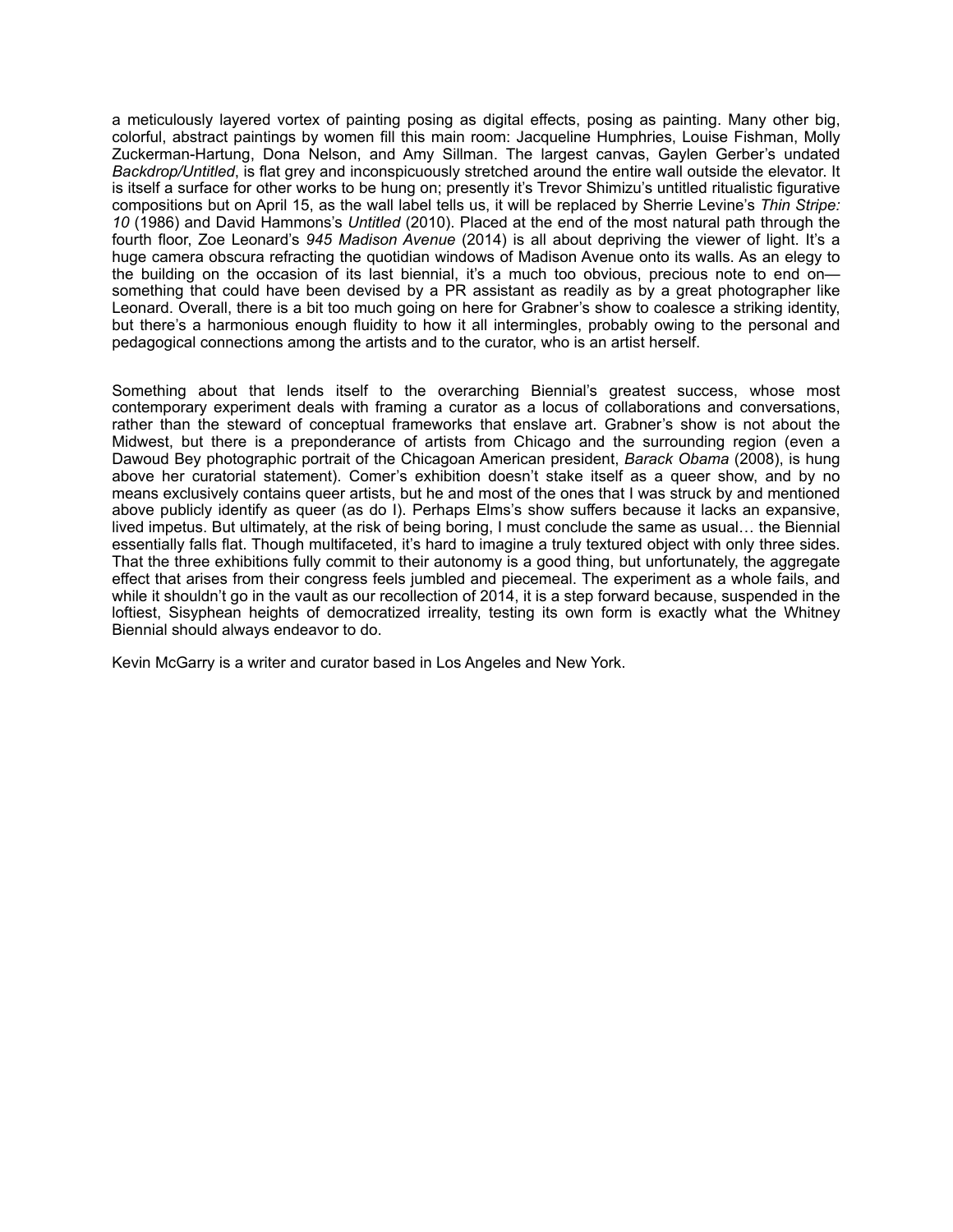a meticulously layered vortex of painting posing as digital effects, posing as painting. Many other big, colorful, abstract paintings by women fill this main room: Jacqueline Humphries, Louise Fishman, Molly Zuckerman-Hartung, Dona Nelson, and Amy Sillman. The largest canvas, Gaylen Gerber's undated *Backdrop/Untitled*, is flat grey and inconspicuously stretched around the entire wall outside the elevator. It is itself a surface for other works to be hung on; presently it's Trevor Shimizu's untitled ritualistic figurative compositions but on April 15, as the wall label tells us, it will be replaced by Sherrie Levine's *Thin Stripe: 10* (1986) and David Hammons's *Untitled* (2010). Placed at the end of the most natural path through the fourth floor, Zoe Leonard's *945 Madison Avenue* (2014) is all about depriving the viewer of light. It's a huge camera obscura refracting the quotidian windows of Madison Avenue onto its walls. As an elegy to the building on the occasion of its last biennial, it's a much too obvious, precious note to end on—something that could have been devised by a PR assistant as readily as by a great photographer like Leonard. Overall, there is a bit too much going on here for Grabner's show to coalesce a striking identity, but there's a harmonious enough fluidity to how it all intermingles, probably owing to the personal and pedagogical connections among the artists and to the curator, who is an artist herself.

Something about that lends itself to the overarching Biennial's greatest success, whose most contemporary experiment deals with framing a curator as a locus of collaborations and conversations, rather than the steward of conceptual frameworks that enslave art. Grabner's show is not about the Midwest, but there is a preponderance of artists from Chicago and the surrounding region (even a Dawoud Bey photographic portrait of the Chicagoan American president, *Barack Obama* (2008), is hung above her curatorial statement). Comer's exhibition doesn't stake itself as a queer show, and by no means exclusively contains queer artists, but he and most of the ones that I was struck by and mentioned above publicly identify as queer (as do I). Perhaps Elms's show suffers because it lacks an expansive, lived impetus. But ultimately, at the risk of being boring, I must conclude the same as usual… the Biennial essentially falls flat. Though multifaceted, it's hard to imagine a truly textured object with only three sides. That the three exhibitions fully commit to their autonomy is a good thing, but unfortunately, the aggregate effect that arises from their congress feels jumbled and piecemeal. The experiment as a whole fails, and while it shouldn't go in the vault as our recollection of 2014, it is a step forward because, suspended in the loftiest, Sisyphean heights of democratized irreality, testing its own form is exactly what the Whitney Biennial should always endeavor to do.

Kevin McGarry is a writer and curator based in Los Angeles and New York.